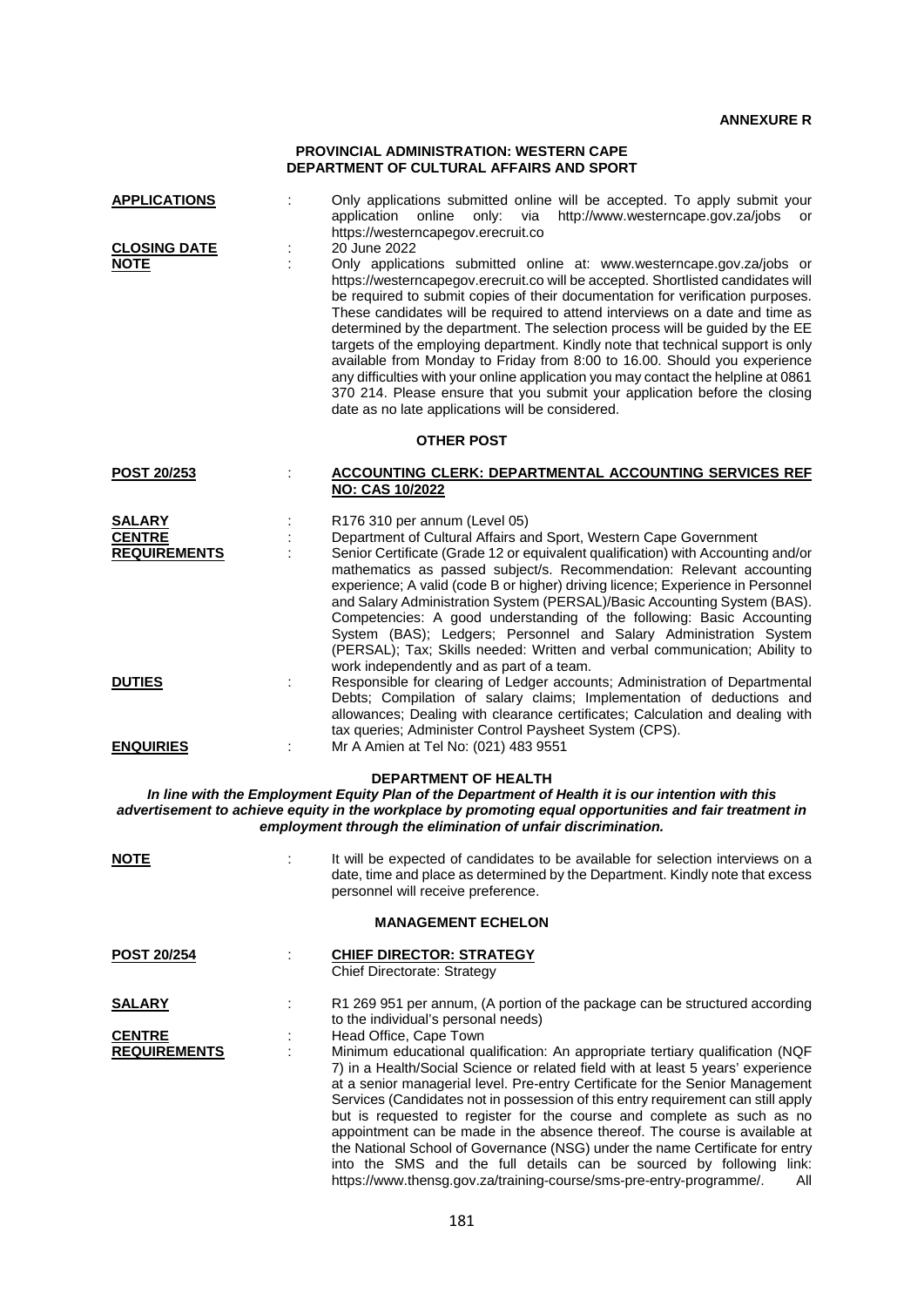**ANNEXURE R**

## PROVINCIAL ADMINISTRATION: WESTERN CAPE
## DEPARTMENT OF CULTURAL AFFAIRS AND SPORT

**APPLICATIONS** : Only applications submitted online will be accepted. To apply submit your application online only: via http://www.westerncape.gov.za/jobs or https://westerncapegov.erecruit.co

**CLOSING DATE** : 20 June 2022

**NOTE** : Only applications submitted online at: www.westerncape.gov.za/jobs or https://westerncapegov.erecruit.co will be accepted. Shortlisted candidates will be required to submit copies of their documentation for verification purposes. These candidates will be required to attend interviews on a date and time as determined by the department. The selection process will be guided by the EE targets of the employing department. Kindly note that technical support is only available from Monday to Friday from 8:00 to 16.00. Should you experience any difficulties with your online application you may contact the helpline at 0861 370 214. Please ensure that you submit your application before the closing date as no late applications will be considered.

### OTHER POST

**POST 20/253** : **ACCOUNTING CLERK: DEPARTMENTAL ACCOUNTING SERVICES REF NO: CAS 10/2022**

**SALARY** : R176 310 per annum (Level 05)

**CENTRE** : Department of Cultural Affairs and Sport, Western Cape Government

**REQUIREMENTS** : Senior Certificate (Grade 12 or equivalent qualification) with Accounting and/or mathematics as passed subject/s. Recommendation: Relevant accounting experience; A valid (code B or higher) driving licence; Experience in Personnel and Salary Administration System (PERSAL)/Basic Accounting System (BAS). Competencies: A good understanding of the following: Basic Accounting System (BAS); Ledgers; Personnel and Salary Administration System (PERSAL); Tax; Skills needed: Written and verbal communication; Ability to work independently and as part of a team.

**DUTIES** : Responsible for clearing of Ledger accounts; Administration of Departmental Debts; Compilation of salary claims; Implementation of deductions and allowances; Dealing with clearance certificates; Calculation and dealing with tax queries; Administer Control Paysheet System (CPS).

**ENQUIRIES** : Mr A Amien at Tel No: (021) 483 9551

## DEPARTMENT OF HEALTH

***In line with the Employment Equity Plan of the Department of Health it is our intention with this advertisement to achieve equity in the workplace by promoting equal opportunities and fair treatment in employment through the elimination of unfair discrimination.***

**NOTE** : It will be expected of candidates to be available for selection interviews on a date, time and place as determined by the Department. Kindly note that excess personnel will receive preference.

### MANAGEMENT ECHELON

**POST 20/254** : **CHIEF DIRECTOR: STRATEGY**
Chief Directorate: Strategy

**SALARY** : R1 269 951 per annum, (A portion of the package can be structured according to the individual's personal needs)

**CENTRE** : Head Office, Cape Town

**REQUIREMENTS** : Minimum educational qualification: An appropriate tertiary qualification (NQF 7) in a Health/Social Science or related field with at least 5 years' experience at a senior managerial level. Pre-entry Certificate for the Senior Management Services (Candidates not in possession of this entry requirement can still apply but is requested to register for the course and complete as such as no appointment can be made in the absence thereof. The course is available at the National School of Governance (NSG) under the name Certificate for entry into the SMS and the full details can be sourced by following link: https://www.thensg.gov.za/training-course/sms-pre-entry-programme/. All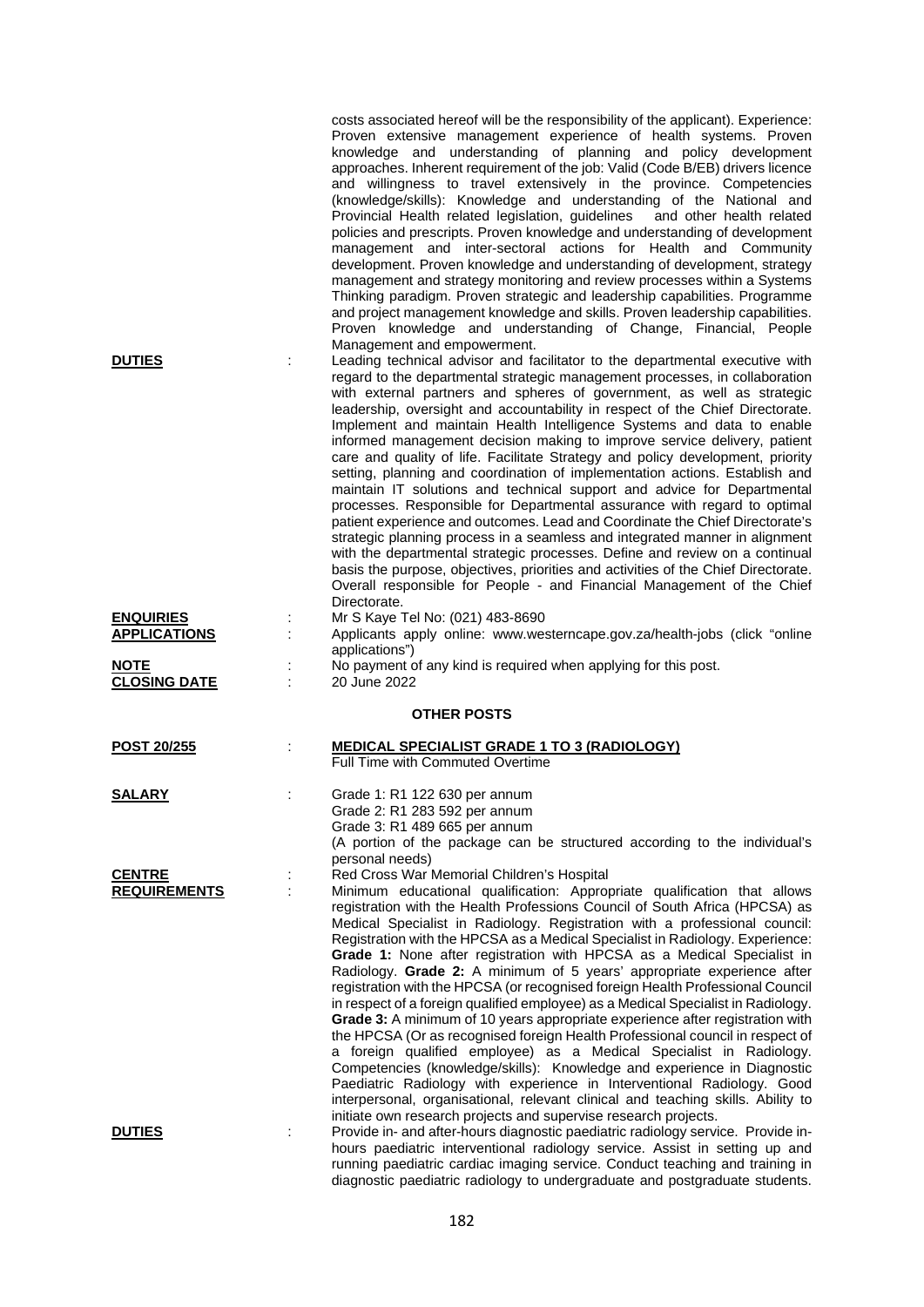costs associated hereof will be the responsibility of the applicant). Experience: Proven extensive management experience of health systems. Proven knowledge and understanding of planning and policy development approaches. Inherent requirement of the job: Valid (Code B/EB) drivers licence and willingness to travel extensively in the province. Competencies (knowledge/skills): Knowledge and understanding of the National and Provincial Health related legislation, guidelines and other health related policies and prescripts. Proven knowledge and understanding of development management and inter-sectoral actions for Health and Community development. Proven knowledge and understanding of development, strategy management and strategy monitoring and review processes within a Systems Thinking paradigm. Proven strategic and leadership capabilities. Programme and project management knowledge and skills. Proven leadership capabilities. Proven knowledge and understanding of Change, Financial, People Management and empowerment.

**DUTIES** : Leading technical advisor and facilitator to the departmental executive with regard to the departmental strategic management processes, in collaboration with external partners and spheres of government, as well as strategic leadership, oversight and accountability in respect of the Chief Directorate. Implement and maintain Health Intelligence Systems and data to enable informed management decision making to improve service delivery, patient care and quality of life. Facilitate Strategy and policy development, priority setting, planning and coordination of implementation actions. Establish and maintain IT solutions and technical support and advice for Departmental processes. Responsible for Departmental assurance with regard to optimal patient experience and outcomes. Lead and Coordinate the Chief Directorate's strategic planning process in a seamless and integrated manner in alignment with the departmental strategic processes. Define and review on a continual basis the purpose, objectives, priorities and activities of the Chief Directorate. Overall responsible for People - and Financial Management of the Chief Directorate.

**ENQUIRIES** : Mr S Kaye Tel No: (021) 483-8690

**APPLICATIONS** : Applicants apply online: www.westerncape.gov.za/health-jobs (click "online applications")

**NOTE** : No payment of any kind is required when applying for this post.

**CLOSING DATE** : 20 June 2022

## OTHER POSTS

**POST 20/255** : **MEDICAL SPECIALIST GRADE 1 TO 3 (RADIOLOGY)**
Full Time with Commuted Overtime

**SALARY** : Grade 1: R1 122 630 per annum
Grade 2: R1 283 592 per annum
Grade 3: R1 489 665 per annum
(A portion of the package can be structured according to the individual's personal needs)

**CENTRE** : Red Cross War Memorial Children's Hospital

**REQUIREMENTS** : Minimum educational qualification: Appropriate qualification that allows registration with the Health Professions Council of South Africa (HPCSA) as Medical Specialist in Radiology. Registration with a professional council: Registration with the HPCSA as a Medical Specialist in Radiology. Experience: **Grade 1:** None after registration with HPCSA as a Medical Specialist in Radiology. **Grade 2:** A minimum of 5 years' appropriate experience after registration with the HPCSA (or recognised foreign Health Professional Council in respect of a foreign qualified employee) as a Medical Specialist in Radiology. **Grade 3:** A minimum of 10 years appropriate experience after registration with the HPCSA (Or as recognised foreign Health Professional council in respect of a foreign qualified employee) as a Medical Specialist in Radiology. Competencies (knowledge/skills): Knowledge and experience in Diagnostic Paediatric Radiology with experience in Interventional Radiology. Good interpersonal, organisational, relevant clinical and teaching skills. Ability to initiate own research projects and supervise research projects.

**DUTIES** : Provide in- and after-hours diagnostic paediatric radiology service. Provide in-hours paediatric interventional radiology service. Assist in setting up and running paediatric cardiac imaging service. Conduct teaching and training in diagnostic paediatric radiology to undergraduate and postgraduate students.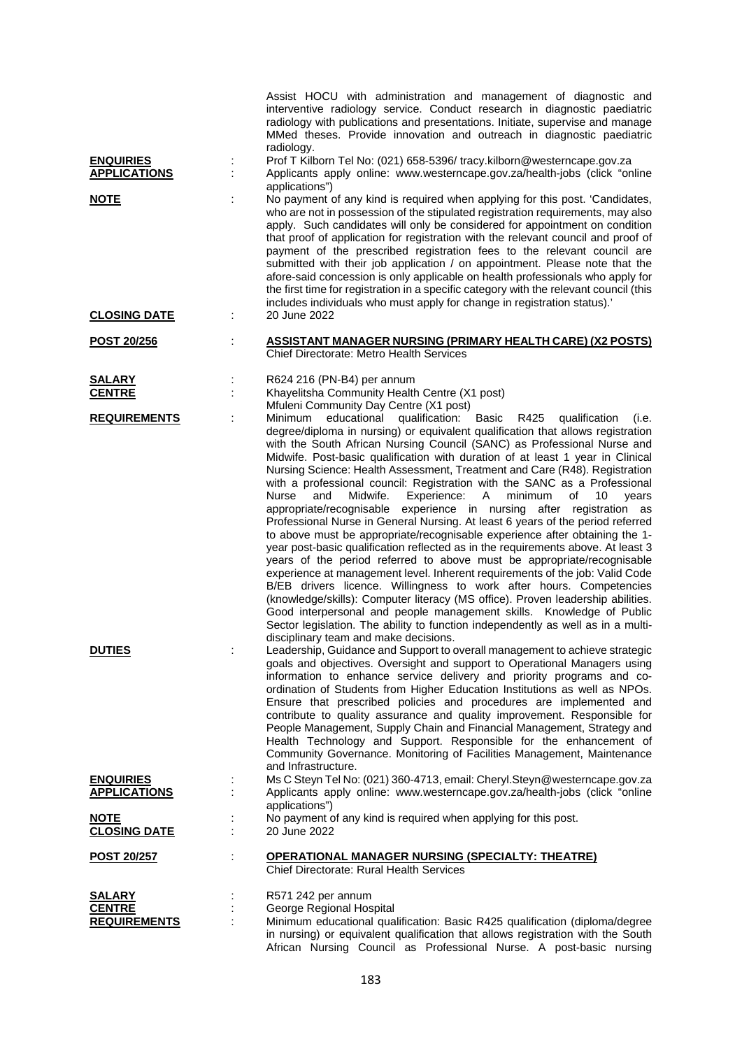Assist HOCU with administration and management of diagnostic and interventive radiology service. Conduct research in diagnostic paediatric radiology with publications and presentations. Initiate, supervise and manage MMed theses. Provide innovation and outreach in diagnostic paediatric radiology.

**ENQUIRIES** : Prof T Kilborn Tel No: (021) 658-5396/ tracy.kilborn@westerncape.gov.za

**APPLICATIONS** : Applicants apply online: www.westerncape.gov.za/health-jobs (click "online applications")

**NOTE** : No payment of any kind is required when applying for this post. 'Candidates, who are not in possession of the stipulated registration requirements, may also apply. Such candidates will only be considered for appointment on condition that proof of application for registration with the relevant council and proof of payment of the prescribed registration fees to the relevant council are submitted with their job application / on appointment. Please note that the afore-said concession is only applicable on health professionals who apply for the first time for registration in a specific category with the relevant council (this includes individuals who must apply for change in registration status).'

**CLOSING DATE** : 20 June 2022

## POST 20/256 : ASSISTANT MANAGER NURSING (PRIMARY HEALTH CARE) (X2 POSTS)

Chief Directorate: Metro Health Services

**SALARY** : R624 216 (PN-B4) per annum

**CENTRE** : Khayelitsha Community Health Centre (X1 post)
Mfuleni Community Day Centre (X1 post)

**REQUIREMENTS** : Minimum educational qualification: Basic R425 qualification (i.e. degree/diploma in nursing) or equivalent qualification that allows registration with the South African Nursing Council (SANC) as Professional Nurse and Midwife. Post-basic qualification with duration of at least 1 year in Clinical Nursing Science: Health Assessment, Treatment and Care (R48). Registration with a professional council: Registration with the SANC as a Professional Nurse and Midwife. Experience: A minimum of 10 years appropriate/recognisable experience in nursing after registration as Professional Nurse in General Nursing. At least 6 years of the period referred to above must be appropriate/recognisable experience after obtaining the 1-year post-basic qualification reflected as in the requirements above. At least 3 years of the period referred to above must be appropriate/recognisable experience at management level. Inherent requirements of the job: Valid Code B/EB drivers licence. Willingness to work after hours. Competencies (knowledge/skills): Computer literacy (MS office). Proven leadership abilities. Good interpersonal and people management skills. Knowledge of Public Sector legislation. The ability to function independently as well as in a multi-disciplinary team and make decisions.

**DUTIES** : Leadership, Guidance and Support to overall management to achieve strategic goals and objectives. Oversight and support to Operational Managers using information to enhance service delivery and priority programs and co-ordination of Students from Higher Education Institutions as well as NPOs. Ensure that prescribed policies and procedures are implemented and contribute to quality assurance and quality improvement. Responsible for People Management, Supply Chain and Financial Management, Strategy and Health Technology and Support. Responsible for the enhancement of Community Governance. Monitoring of Facilities Management, Maintenance and Infrastructure.

**ENQUIRIES** : Ms C Steyn Tel No: (021) 360-4713, email: Cheryl.Steyn@westerncape.gov.za

**APPLICATIONS** : Applicants apply online: www.westerncape.gov.za/health-jobs (click "online applications")

**NOTE** : No payment of any kind is required when applying for this post.

**CLOSING DATE** : 20 June 2022

## POST 20/257 : OPERATIONAL MANAGER NURSING (SPECIALTY: THEATRE)

Chief Directorate: Rural Health Services

**SALARY** : R571 242 per annum

**CENTRE** : George Regional Hospital

**REQUIREMENTS** : Minimum educational qualification: Basic R425 qualification (diploma/degree in nursing) or equivalent qualification that allows registration with the South African Nursing Council as Professional Nurse. A post-basic nursing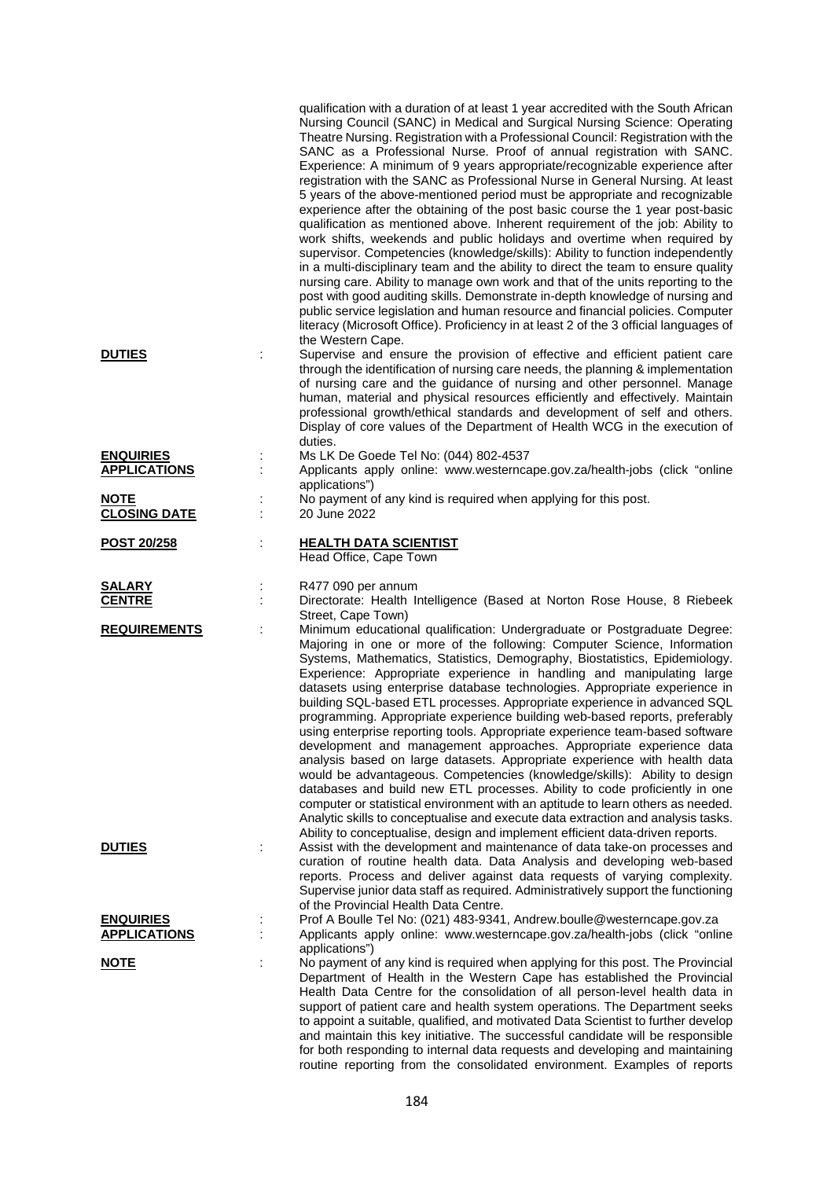qualification with a duration of at least 1 year accredited with the South African Nursing Council (SANC) in Medical and Surgical Nursing Science: Operating Theatre Nursing. Registration with a Professional Council: Registration with the SANC as a Professional Nurse. Proof of annual registration with SANC. Experience: A minimum of 9 years appropriate/recognizable experience after registration with the SANC as Professional Nurse in General Nursing. At least 5 years of the above-mentioned period must be appropriate and recognizable experience after the obtaining of the post basic course the 1 year post-basic qualification as mentioned above. Inherent requirement of the job: Ability to work shifts, weekends and public holidays and overtime when required by supervisor. Competencies (knowledge/skills): Ability to function independently in a multi-disciplinary team and the ability to direct the team to ensure quality nursing care. Ability to manage own work and that of the units reporting to the post with good auditing skills. Demonstrate in-depth knowledge of nursing and public service legislation and human resource and financial policies. Computer literacy (Microsoft Office). Proficiency in at least 2 of the 3 official languages of the Western Cape.

**DUTIES** : Supervise and ensure the provision of effective and efficient patient care through the identification of nursing care needs, the planning & implementation of nursing care and the guidance of nursing and other personnel. Manage human, material and physical resources efficiently and effectively. Maintain professional growth/ethical standards and development of self and others. Display of core values of the Department of Health WCG in the execution of duties.

**ENQUIRIES** : Ms LK De Goede Tel No: (044) 802-4537

**APPLICATIONS** : Applicants apply online: www.westerncape.gov.za/health-jobs (click "online applications")

**NOTE** : No payment of any kind is required when applying for this post.

**CLOSING DATE** : 20 June 2022

**POST 20/258** : **HEALTH DATA SCIENTIST**
Head Office, Cape Town

**SALARY** : R477 090 per annum

**CENTRE** : Directorate: Health Intelligence (Based at Norton Rose House, 8 Riebeek Street, Cape Town)

**REQUIREMENTS** : Minimum educational qualification: Undergraduate or Postgraduate Degree: Majoring in one or more of the following: Computer Science, Information Systems, Mathematics, Statistics, Demography, Biostatistics, Epidemiology. Experience: Appropriate experience in handling and manipulating large datasets using enterprise database technologies. Appropriate experience in building SQL-based ETL processes. Appropriate experience in advanced SQL programming. Appropriate experience building web-based reports, preferably using enterprise reporting tools. Appropriate experience team-based software development and management approaches. Appropriate experience data analysis based on large datasets. Appropriate experience with health data would be advantageous. Competencies (knowledge/skills): Ability to design databases and build new ETL processes. Ability to code proficiently in one computer or statistical environment with an aptitude to learn others as needed. Analytic skills to conceptualise and execute data extraction and analysis tasks. Ability to conceptualise, design and implement efficient data-driven reports.

**DUTIES** : Assist with the development and maintenance of data take-on processes and curation of routine health data. Data Analysis and developing web-based reports. Process and deliver against data requests of varying complexity. Supervise junior data staff as required. Administratively support the functioning of the Provincial Health Data Centre.

**ENQUIRIES** : Prof A Boulle Tel No: (021) 483-9341, Andrew.boulle@westerncape.gov.za

**APPLICATIONS** : Applicants apply online: www.westerncape.gov.za/health-jobs (click "online applications")

**NOTE** : No payment of any kind is required when applying for this post. The Provincial Department of Health in the Western Cape has established the Provincial Health Data Centre for the consolidation of all person-level health data in support of patient care and health system operations. The Department seeks to appoint a suitable, qualified, and motivated Data Scientist to further develop and maintain this key initiative. The successful candidate will be responsible for both responding to internal data requests and developing and maintaining routine reporting from the consolidated environment. Examples of reports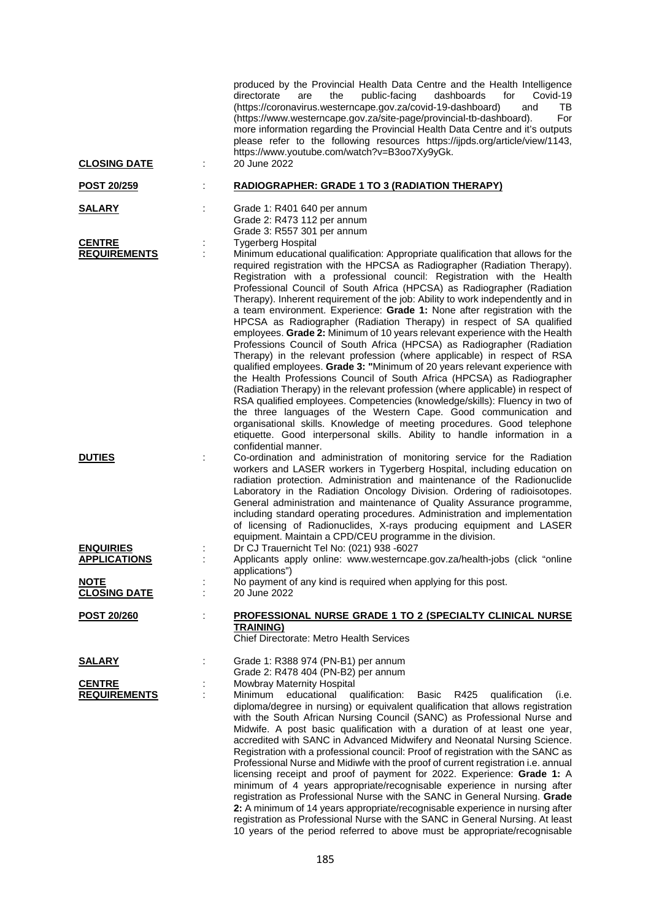produced by the Provincial Health Data Centre and the Health Intelligence directorate are the public-facing dashboards for Covid-19 (https://coronavirus.westerncape.gov.za/covid-19-dashboard) and TB (https://www.westerncape.gov.za/site-page/provincial-tb-dashboard). For more information regarding the Provincial Health Data Centre and it's outputs please refer to the following resources https://ijpds.org/article/view/1143, https://www.youtube.com/watch?v=B3oo7Xy9yGk.

**CLOSING DATE** : 20 June 2022

**POST 20/259** : **RADIOGRAPHER: GRADE 1 TO 3 (RADIATION THERAPY)**

**SALARY** : Grade 1: R401 640 per annum
Grade 2: R473 112 per annum
Grade 3: R557 301 per annum

**CENTRE** : Tygerberg Hospital

**REQUIREMENTS** : Minimum educational qualification: Appropriate qualification that allows for the required registration with the HPCSA as Radiographer (Radiation Therapy). Registration with a professional council: Registration with the Health Professional Council of South Africa (HPCSA) as Radiographer (Radiation Therapy). Inherent requirement of the job: Ability to work independently and in a team environment. Experience: **Grade 1:** None after registration with the HPCSA as Radiographer (Radiation Therapy) in respect of SA qualified employees. **Grade 2:** Minimum of 10 years relevant experience with the Health Professions Council of South Africa (HPCSA) as Radiographer (Radiation Therapy) in the relevant profession (where applicable) in respect of RSA qualified employees. **Grade 3: "**Minimum of 20 years relevant experience with the Health Professions Council of South Africa (HPCSA) as Radiographer (Radiation Therapy) in the relevant profession (where applicable) in respect of RSA qualified employees. Competencies (knowledge/skills): Fluency in two of the three languages of the Western Cape. Good communication and organisational skills. Knowledge of meeting procedures. Good telephone etiquette. Good interpersonal skills. Ability to handle information in a confidential manner.

**DUTIES** : Co-ordination and administration of monitoring service for the Radiation workers and LASER workers in Tygerberg Hospital, including education on radiation protection. Administration and maintenance of the Radionuclide Laboratory in the Radiation Oncology Division. Ordering of radioisotopes. General administration and maintenance of Quality Assurance programme, including standard operating procedures. Administration and implementation of licensing of Radionuclides, X-rays producing equipment and LASER equipment. Maintain a CPD/CEU programme in the division.

**ENQUIRIES** : Dr CJ Trauernicht Tel No: (021) 938 -6027

**APPLICATIONS** : Applicants apply online: www.westerncape.gov.za/health-jobs (click "online applications")

**NOTE** : No payment of any kind is required when applying for this post.

**CLOSING DATE** : 20 June 2022

**POST 20/260** : **PROFESSIONAL NURSE GRADE 1 TO 2 (SPECIALTY CLINICAL NURSE TRAINING)**
Chief Directorate: Metro Health Services

**SALARY** : Grade 1: R388 974 (PN-B1) per annum
Grade 2: R478 404 (PN-B2) per annum

**CENTRE** : Mowbray Maternity Hospital

**REQUIREMENTS** : Minimum educational qualification: Basic R425 qualification (i.e. diploma/degree in nursing) or equivalent qualification that allows registration with the South African Nursing Council (SANC) as Professional Nurse and Midwife. A post basic qualification with a duration of at least one year, accredited with SANC in Advanced Midwifery and Neonatal Nursing Science. Registration with a professional council: Proof of registration with the SANC as Professional Nurse and Midiwfe with the proof of current registration i.e. annual licensing receipt and proof of payment for 2022. Experience: **Grade 1:** A minimum of 4 years appropriate/recognisable experience in nursing after registration as Professional Nurse with the SANC in General Nursing. **Grade 2:** A minimum of 14 years appropriate/recognisable experience in nursing after registration as Professional Nurse with the SANC in General Nursing. At least 10 years of the period referred to above must be appropriate/recognisable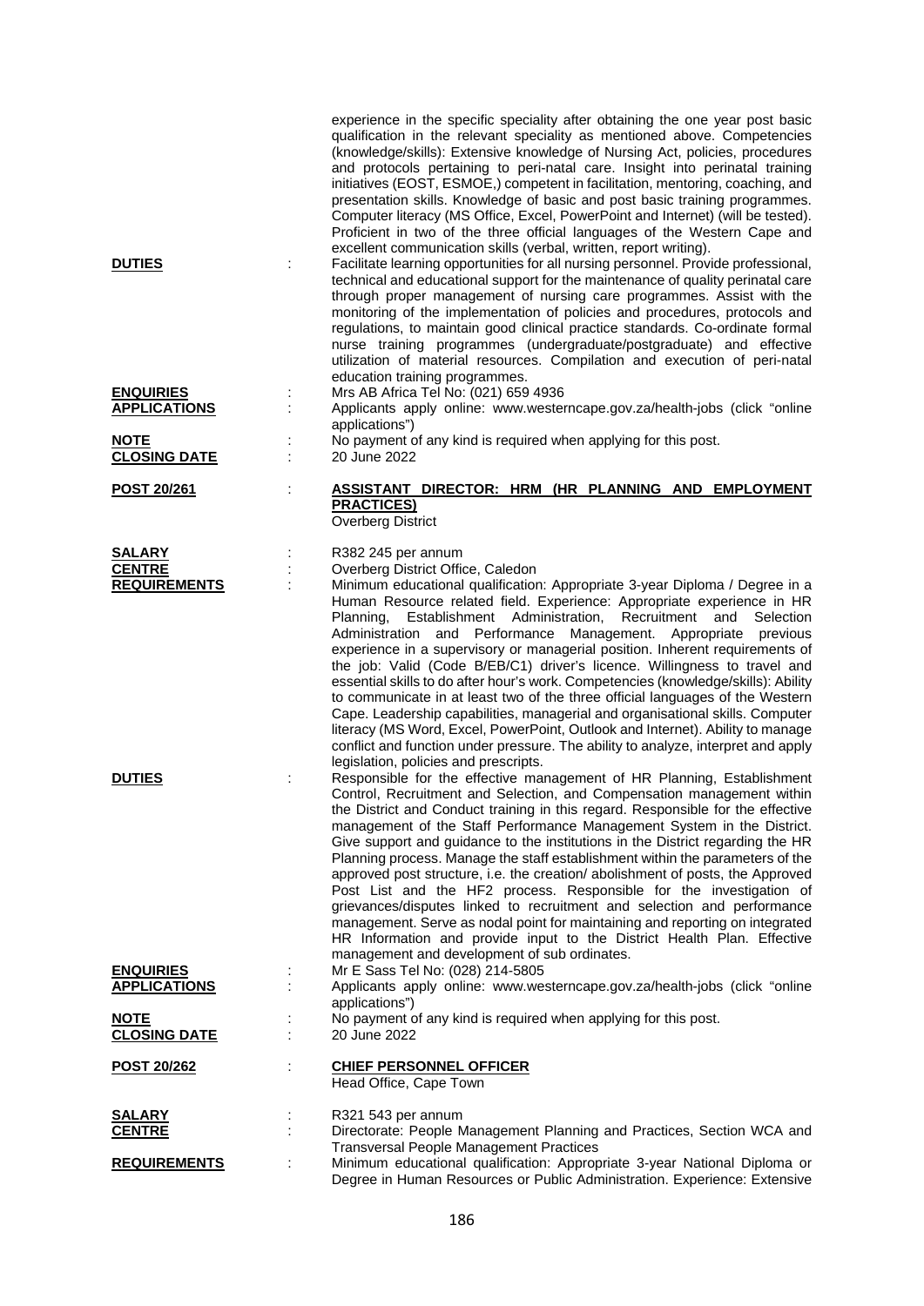experience in the specific speciality after obtaining the one year post basic qualification in the relevant speciality as mentioned above. Competencies (knowledge/skills): Extensive knowledge of Nursing Act, policies, procedures and protocols pertaining to peri-natal care. Insight into perinatal training initiatives (EOST, ESMOE,) competent in facilitation, mentoring, coaching, and presentation skills. Knowledge of basic and post basic training programmes. Computer literacy (MS Office, Excel, PowerPoint and Internet) (will be tested). Proficient in two of the three official languages of the Western Cape and excellent communication skills (verbal, written, report writing).

**DUTIES** : Facilitate learning opportunities for all nursing personnel. Provide professional, technical and educational support for the maintenance of quality perinatal care through proper management of nursing care programmes. Assist with the monitoring of the implementation of policies and procedures, protocols and regulations, to maintain good clinical practice standards. Co-ordinate formal nurse training programmes (undergraduate/postgraduate) and effective utilization of material resources. Compilation and execution of peri-natal education training programmes.

**ENQUIRIES** : Mrs AB Africa Tel No: (021) 659 4936

**APPLICATIONS** : Applicants apply online: www.westerncape.gov.za/health-jobs (click "online applications")

**NOTE** : No payment of any kind is required when applying for this post.

**CLOSING DATE** : 20 June 2022

**POST 20/261** : **ASSISTANT DIRECTOR: HRM (HR PLANNING AND EMPLOYMENT PRACTICES)**
Overberg District

**SALARY** : R382 245 per annum

**CENTRE** : Overberg District Office, Caledon

**REQUIREMENTS** : Minimum educational qualification: Appropriate 3-year Diploma / Degree in a Human Resource related field. Experience: Appropriate experience in HR Planning, Establishment Administration, Recruitment and Selection Administration and Performance Management. Appropriate previous experience in a supervisory or managerial position. Inherent requirements of the job: Valid (Code B/EB/C1) driver's licence. Willingness to travel and essential skills to do after hour's work. Competencies (knowledge/skills): Ability to communicate in at least two of the three official languages of the Western Cape. Leadership capabilities, managerial and organisational skills. Computer literacy (MS Word, Excel, PowerPoint, Outlook and Internet). Ability to manage conflict and function under pressure. The ability to analyze, interpret and apply legislation, policies and prescripts.

**DUTIES** : Responsible for the effective management of HR Planning, Establishment Control, Recruitment and Selection, and Compensation management within the District and Conduct training in this regard. Responsible for the effective management of the Staff Performance Management System in the District. Give support and guidance to the institutions in the District regarding the HR Planning process. Manage the staff establishment within the parameters of the approved post structure, i.e. the creation/ abolishment of posts, the Approved Post List and the HF2 process. Responsible for the investigation of grievances/disputes linked to recruitment and selection and performance management. Serve as nodal point for maintaining and reporting on integrated HR Information and provide input to the District Health Plan. Effective management and development of sub ordinates.

**ENQUIRIES** : Mr E Sass Tel No: (028) 214-5805

**APPLICATIONS** : Applicants apply online: www.westerncape.gov.za/health-jobs (click "online applications")

**NOTE** : No payment of any kind is required when applying for this post.

**CLOSING DATE** : 20 June 2022

**POST 20/262** : **CHIEF PERSONNEL OFFICER**
Head Office, Cape Town

**SALARY** : R321 543 per annum

**CENTRE** : Directorate: People Management Planning and Practices, Section WCA and Transversal People Management Practices

**REQUIREMENTS** : Minimum educational qualification: Appropriate 3-year National Diploma or Degree in Human Resources or Public Administration. Experience: Extensive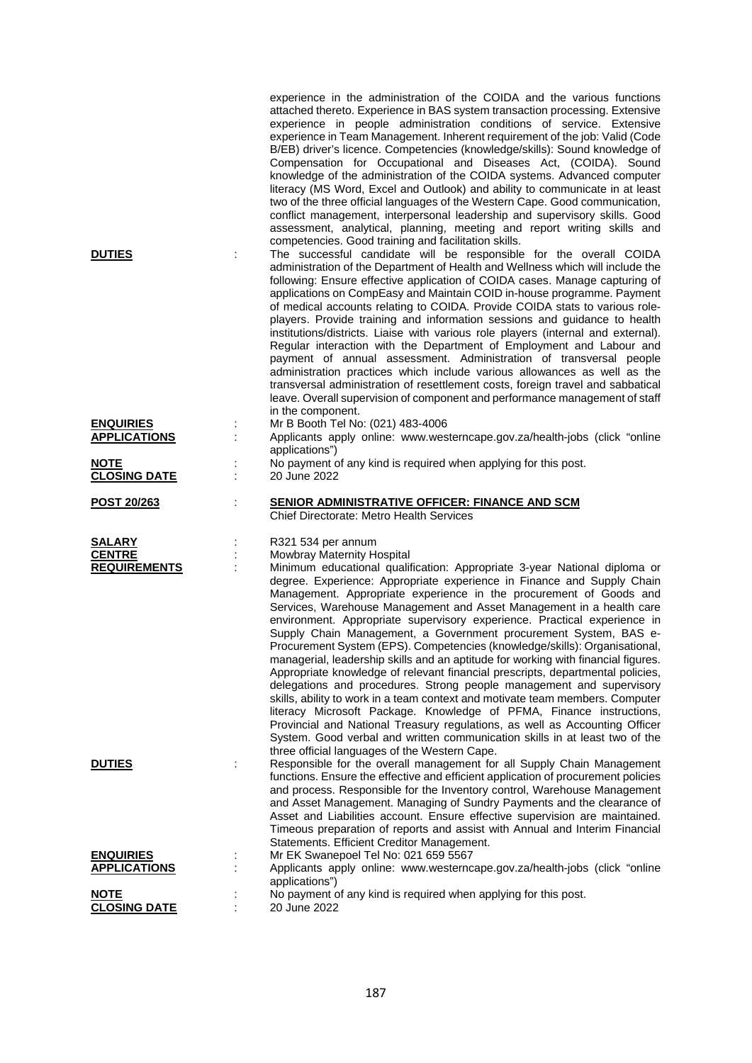experience in the administration of the COIDA and the various functions attached thereto. Experience in BAS system transaction processing. Extensive experience in people administration conditions of service. Extensive experience in Team Management. Inherent requirement of the job: Valid (Code B/EB) driver's licence. Competencies (knowledge/skills): Sound knowledge of Compensation for Occupational and Diseases Act, (COIDA). Sound knowledge of the administration of the COIDA systems. Advanced computer literacy (MS Word, Excel and Outlook) and ability to communicate in at least two of the three official languages of the Western Cape. Good communication, conflict management, interpersonal leadership and supervisory skills. Good assessment, analytical, planning, meeting and report writing skills and competencies. Good training and facilitation skills.

**DUTIES** : The successful candidate will be responsible for the overall COIDA administration of the Department of Health and Wellness which will include the following: Ensure effective application of COIDA cases. Manage capturing of applications on CompEasy and Maintain COID in-house programme. Payment of medical accounts relating to COIDA. Provide COIDA stats to various role-players. Provide training and information sessions and guidance to health institutions/districts. Liaise with various role players (internal and external). Regular interaction with the Department of Employment and Labour and payment of annual assessment. Administration of transversal people administration practices which include various allowances as well as the transversal administration of resettlement costs, foreign travel and sabbatical leave. Overall supervision of component and performance management of staff in the component.

**ENQUIRIES** : Mr B Booth Tel No: (021) 483-4006

**APPLICATIONS** : Applicants apply online: www.westerncape.gov.za/health-jobs (click "online applications")

**NOTE** : No payment of any kind is required when applying for this post.

**CLOSING DATE** : 20 June 2022

**POST 20/263** : **SENIOR ADMINISTRATIVE OFFICER: FINANCE AND SCM**
Chief Directorate: Metro Health Services

**SALARY** : R321 534 per annum

**CENTRE** : Mowbray Maternity Hospital

**REQUIREMENTS** : Minimum educational qualification: Appropriate 3-year National diploma or degree. Experience: Appropriate experience in Finance and Supply Chain Management. Appropriate experience in the procurement of Goods and Services, Warehouse Management and Asset Management in a health care environment. Appropriate supervisory experience. Practical experience in Supply Chain Management, a Government procurement System, BAS e-Procurement System (EPS). Competencies (knowledge/skills): Organisational, managerial, leadership skills and an aptitude for working with financial figures. Appropriate knowledge of relevant financial prescripts, departmental policies, delegations and procedures. Strong people management and supervisory skills, ability to work in a team context and motivate team members. Computer literacy Microsoft Package. Knowledge of PFMA, Finance instructions, Provincial and National Treasury regulations, as well as Accounting Officer System. Good verbal and written communication skills in at least two of the three official languages of the Western Cape.

**DUTIES** : Responsible for the overall management for all Supply Chain Management functions. Ensure the effective and efficient application of procurement policies and process. Responsible for the Inventory control, Warehouse Management and Asset Management. Managing of Sundry Payments and the clearance of Asset and Liabilities account. Ensure effective supervision are maintained. Timeous preparation of reports and assist with Annual and Interim Financial Statements. Efficient Creditor Management.

**ENQUIRIES** : Mr EK Swanepoel Tel No: 021 659 5567

**APPLICATIONS** : Applicants apply online: www.westerncape.gov.za/health-jobs (click "online applications")

**NOTE** : No payment of any kind is required when applying for this post.

**CLOSING DATE** : 20 June 2022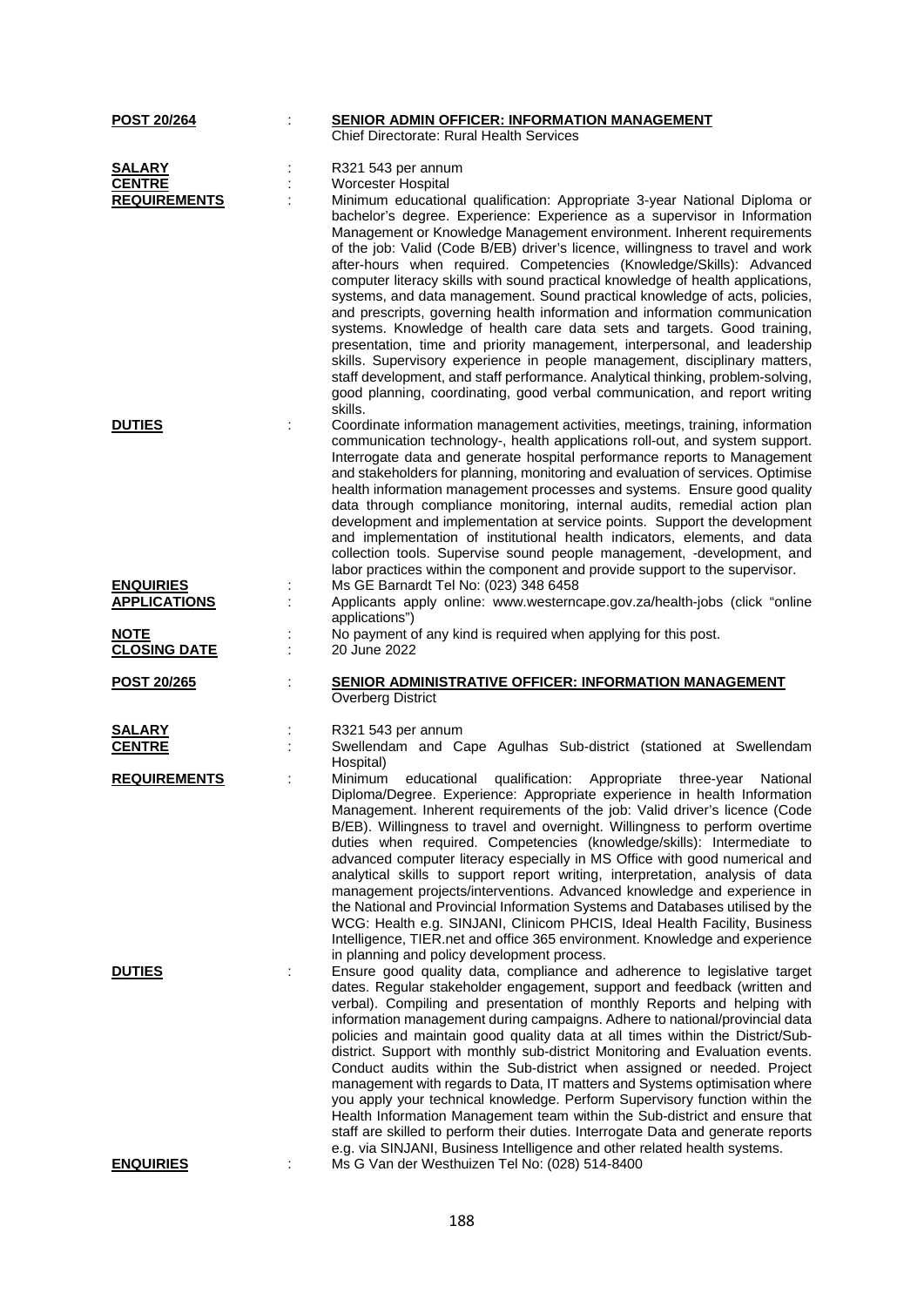**POST 20/264** : **SENIOR ADMIN OFFICER: INFORMATION MANAGEMENT**
Chief Directorate: Rural Health Services

**SALARY** : R321 543 per annum

**CENTRE** : Worcester Hospital

**REQUIREMENTS** : Minimum educational qualification: Appropriate 3-year National Diploma or bachelor's degree. Experience: Experience as a supervisor in Information Management or Knowledge Management environment. Inherent requirements of the job: Valid (Code B/EB) driver's licence, willingness to travel and work after-hours when required. Competencies (Knowledge/Skills): Advanced computer literacy skills with sound practical knowledge of health applications, systems, and data management. Sound practical knowledge of acts, policies, and prescripts, governing health information and information communication systems. Knowledge of health care data sets and targets. Good training, presentation, time and priority management, interpersonal, and leadership skills. Supervisory experience in people management, disciplinary matters, staff development, and staff performance. Analytical thinking, problem-solving, good planning, coordinating, good verbal communication, and report writing skills.

**DUTIES** : Coordinate information management activities, meetings, training, information communication technology-, health applications roll-out, and system support. Interrogate data and generate hospital performance reports to Management and stakeholders for planning, monitoring and evaluation of services. Optimise health information management processes and systems. Ensure good quality data through compliance monitoring, internal audits, remedial action plan development and implementation at service points. Support the development and implementation of institutional health indicators, elements, and data collection tools. Supervise sound people management, -development, and labor practices within the component and provide support to the supervisor.

**ENQUIRIES** : Ms GE Barnardt Tel No: (023) 348 6458

**APPLICATIONS** : Applicants apply online: www.westerncape.gov.za/health-jobs (click "online applications")

**NOTE** : No payment of any kind is required when applying for this post.

**CLOSING DATE** : 20 June 2022

**POST 20/265** : **SENIOR ADMINISTRATIVE OFFICER: INFORMATION MANAGEMENT**
Overberg District

**SALARY** : R321 543 per annum

**CENTRE** : Swellendam and Cape Agulhas Sub-district (stationed at Swellendam Hospital)

**REQUIREMENTS** : Minimum educational qualification: Appropriate three-year National Diploma/Degree. Experience: Appropriate experience in health Information Management. Inherent requirements of the job: Valid driver's licence (Code B/EB). Willingness to travel and overnight. Willingness to perform overtime duties when required. Competencies (knowledge/skills): Intermediate to advanced computer literacy especially in MS Office with good numerical and analytical skills to support report writing, interpretation, analysis of data management projects/interventions. Advanced knowledge and experience in the National and Provincial Information Systems and Databases utilised by the WCG: Health e.g. SINJANI, Clinicom PHCIS, Ideal Health Facility, Business Intelligence, TIER.net and office 365 environment. Knowledge and experience in planning and policy development process.

**DUTIES** : Ensure good quality data, compliance and adherence to legislative target dates. Regular stakeholder engagement, support and feedback (written and verbal). Compiling and presentation of monthly Reports and helping with information management during campaigns. Adhere to national/provincial data policies and maintain good quality data at all times within the District/Sub-district. Support with monthly sub-district Monitoring and Evaluation events. Conduct audits within the Sub-district when assigned or needed. Project management with regards to Data, IT matters and Systems optimisation where you apply your technical knowledge. Perform Supervisory function within the Health Information Management team within the Sub-district and ensure that staff are skilled to perform their duties. Interrogate Data and generate reports e.g. via SINJANI, Business Intelligence and other related health systems.

**ENQUIRIES** : Ms G Van der Westhuizen Tel No: (028) 514-8400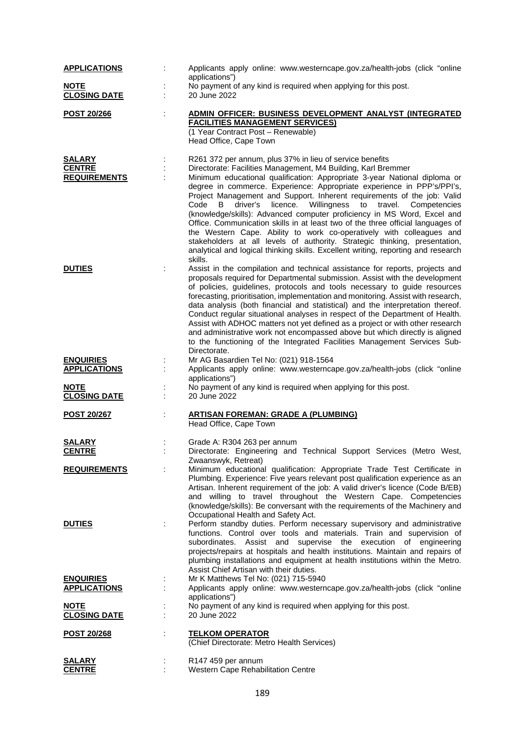**APPLICATIONS** : Applicants apply online: www.westerncape.gov.za/health-jobs (click "online applications")
**NOTE** : No payment of any kind is required when applying for this post.
**CLOSING DATE** : 20 June 2022

**POST 20/266** : **ADMIN OFFICER: BUSINESS DEVELOPMENT ANALYST (INTEGRATED FACILITIES MANAGEMENT SERVICES)**
(1 Year Contract Post – Renewable)
Head Office, Cape Town

**SALARY** : R261 372 per annum, plus 37% in lieu of service benefits
**CENTRE** : Directorate: Facilities Management, M4 Building, Karl Bremmer
**REQUIREMENTS** : Minimum educational qualification: Appropriate 3-year National diploma or degree in commerce. Experience: Appropriate experience in PPP's/PPI's, Project Management and Support. Inherent requirements of the job: Valid Code B driver's licence. Willingness to travel. Competencies (knowledge/skills): Advanced computer proficiency in MS Word, Excel and Office. Communication skills in at least two of the three official languages of the Western Cape. Ability to work co-operatively with colleagues and stakeholders at all levels of authority. Strategic thinking, presentation, analytical and logical thinking skills. Excellent writing, reporting and research skills.
**DUTIES** : Assist in the compilation and technical assistance for reports, projects and proposals required for Departmental submission. Assist with the development of policies, guidelines, protocols and tools necessary to guide resources forecasting, prioritisation, implementation and monitoring. Assist with research, data analysis (both financial and statistical) and the interpretation thereof. Conduct regular situational analyses in respect of the Department of Health. Assist with ADHOC matters not yet defined as a project or with other research and administrative work not encompassed above but which directly is aligned to the functioning of the Integrated Facilities Management Services Sub-Directorate.
**ENQUIRIES** : Mr AG Basardien Tel No: (021) 918-1564
**APPLICATIONS** : Applicants apply online: www.westerncape.gov.za/health-jobs (click "online applications")
**NOTE** : No payment of any kind is required when applying for this post.
**CLOSING DATE** : 20 June 2022

**POST 20/267** : **ARTISAN FOREMAN: GRADE A (PLUMBING)**
Head Office, Cape Town

**SALARY** : Grade A: R304 263 per annum
**CENTRE** : Directorate: Engineering and Technical Support Services (Metro West, Zwaanswyk, Retreat)
**REQUIREMENTS** : Minimum educational qualification: Appropriate Trade Test Certificate in Plumbing. Experience: Five years relevant post qualification experience as an Artisan. Inherent requirement of the job: A valid driver's licence (Code B/EB) and willing to travel throughout the Western Cape. Competencies (knowledge/skills): Be conversant with the requirements of the Machinery and Occupational Health and Safety Act.
**DUTIES** : Perform standby duties. Perform necessary supervisory and administrative functions. Control over tools and materials. Train and supervision of subordinates. Assist and supervise the execution of engineering projects/repairs at hospitals and health institutions. Maintain and repairs of plumbing installations and equipment at health institutions within the Metro. Assist Chief Artisan with their duties.
**ENQUIRIES** : Mr K Matthews Tel No: (021) 715-5940
**APPLICATIONS** : Applicants apply online: www.westerncape.gov.za/health-jobs (click "online applications")
**NOTE** : No payment of any kind is required when applying for this post.
**CLOSING DATE** : 20 June 2022

**POST 20/268** : **TELKOM OPERATOR**
(Chief Directorate: Metro Health Services)

**SALARY** : R147 459 per annum
**CENTRE** : Western Cape Rehabilitation Centre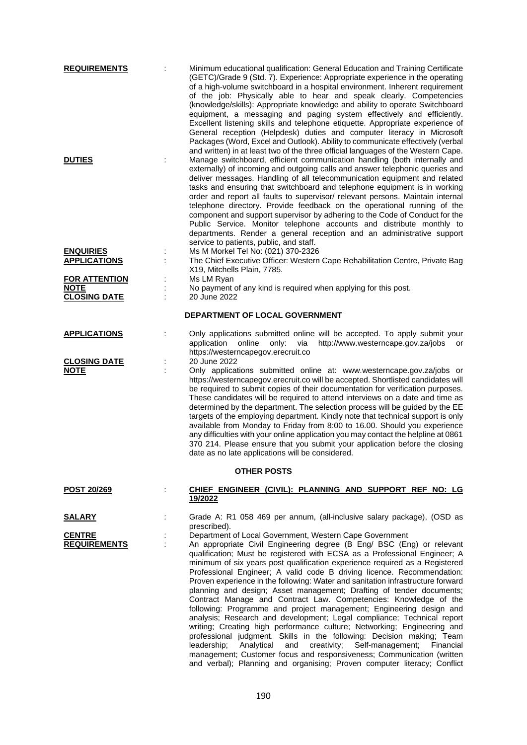**REQUIREMENTS** : Minimum educational qualification: General Education and Training Certificate (GETC)/Grade 9 (Std. 7). Experience: Appropriate experience in the operating of a high-volume switchboard in a hospital environment. Inherent requirement of the job: Physically able to hear and speak clearly. Competencies (knowledge/skills): Appropriate knowledge and ability to operate Switchboard equipment, a messaging and paging system effectively and efficiently. Excellent listening skills and telephone etiquette. Appropriate experience of General reception (Helpdesk) duties and computer literacy in Microsoft Packages (Word, Excel and Outlook). Ability to communicate effectively (verbal and written) in at least two of the three official languages of the Western Cape.

**DUTIES** : Manage switchboard, efficient communication handling (both internally and externally) of incoming and outgoing calls and answer telephonic queries and deliver messages. Handling of all telecommunication equipment and related tasks and ensuring that switchboard and telephone equipment is in working order and report all faults to supervisor/ relevant persons. Maintain internal telephone directory. Provide feedback on the operational running of the component and support supervisor by adhering to the Code of Conduct for the Public Service. Monitor telephone accounts and distribute monthly to departments. Render a general reception and an administrative support service to patients, public, and staff.

**ENQUIRIES** : Ms M Morkel Tel No: (021) 370-2326

**APPLICATIONS** : The Chief Executive Officer: Western Cape Rehabilitation Centre, Private Bag X19, Mitchells Plain, 7785.

**FOR ATTENTION** : Ms LM Ryan

**NOTE** : No payment of any kind is required when applying for this post.

**CLOSING DATE** : 20 June 2022

## DEPARTMENT OF LOCAL GOVERNMENT

**APPLICATIONS** : Only applications submitted online will be accepted. To apply submit your application online only: via http://www.westerncape.gov.za/jobs or https://westerncapegov.erecruit.co

**CLOSING DATE** : 20 June 2022

**NOTE** : Only applications submitted online at: www.westerncape.gov.za/jobs or https://westerncapegov.erecruit.co will be accepted. Shortlisted candidates will be required to submit copies of their documentation for verification purposes. These candidates will be required to attend interviews on a date and time as determined by the department. The selection process will be guided by the EE targets of the employing department. Kindly note that technical support is only available from Monday to Friday from 8:00 to 16.00. Should you experience any difficulties with your online application you may contact the helpline at 0861 370 214. Please ensure that you submit your application before the closing date as no late applications will be considered.

### OTHER POSTS

**POST 20/269** : **CHIEF ENGINEER (CIVIL): PLANNING AND SUPPORT REF NO: LG 19/2022**

**SALARY** : Grade A: R1 058 469 per annum, (all-inclusive salary package), (OSD as prescribed).

**CENTRE** : Department of Local Government, Western Cape Government

**REQUIREMENTS** : An appropriate Civil Engineering degree (B Eng/ BSC (Eng) or relevant qualification; Must be registered with ECSA as a Professional Engineer; A minimum of six years post qualification experience required as a Registered Professional Engineer; A valid code B driving licence. Recommendation: Proven experience in the following: Water and sanitation infrastructure forward planning and design; Asset management; Drafting of tender documents; Contract Manage and Contract Law. Competencies: Knowledge of the following: Programme and project management; Engineering design and analysis; Research and development; Legal compliance; Technical report writing; Creating high performance culture; Networking; Engineering and professional judgment. Skills in the following: Decision making; Team leadership; Analytical and creativity; Self-management; Financial management; Customer focus and responsiveness; Communication (written and verbal); Planning and organising; Proven computer literacy; Conflict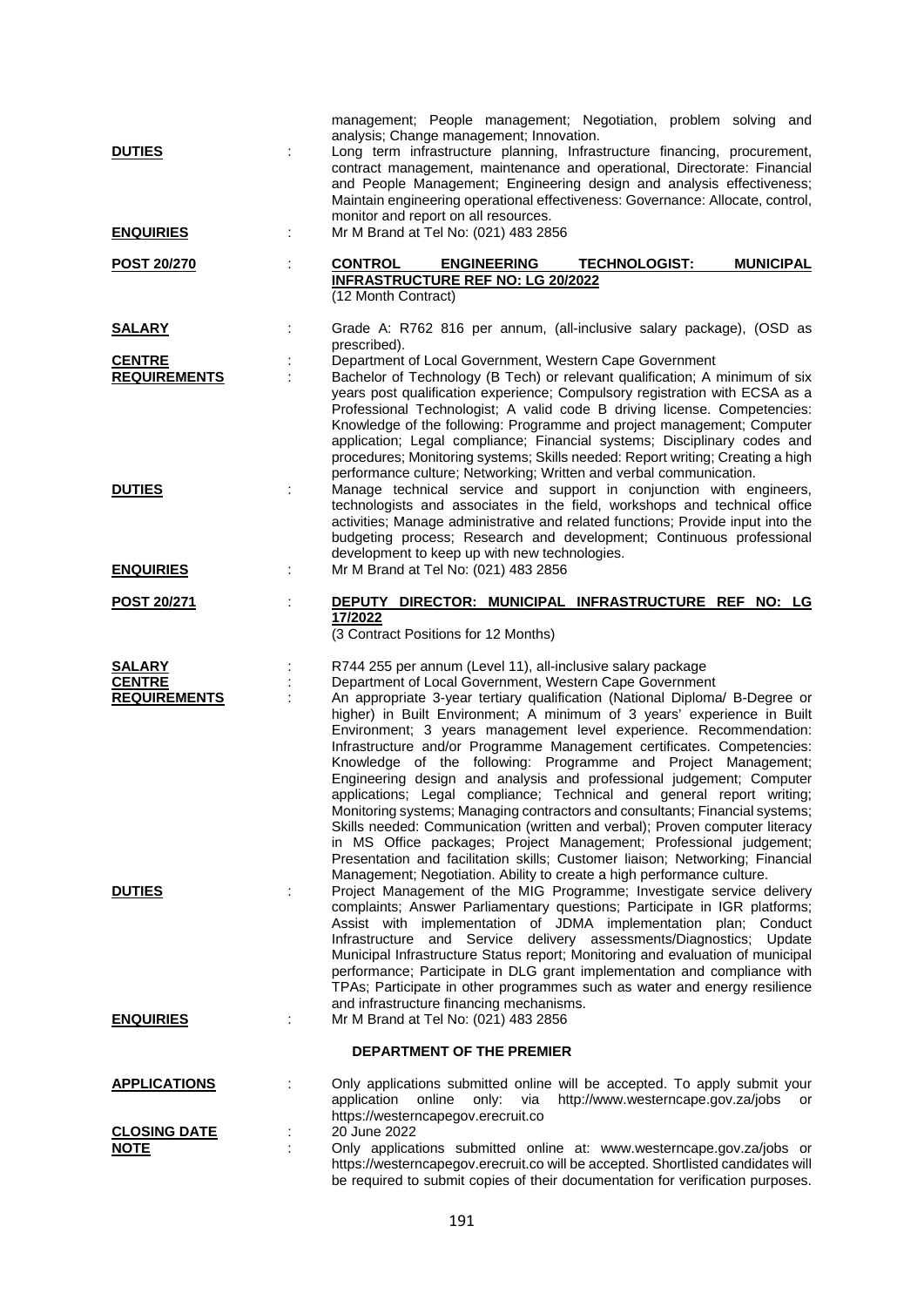management; People management; Negotiation, problem solving and analysis; Change management; Innovation.

**DUTIES** : Long term infrastructure planning, Infrastructure financing, procurement, contract management, maintenance and operational, Directorate: Financial and People Management; Engineering design and analysis effectiveness; Maintain engineering operational effectiveness: Governance: Allocate, control, monitor and report on all resources.

**ENQUIRIES** : Mr M Brand at Tel No: (021) 483 2856

**POST 20/270** : **CONTROL ENGINEERING TECHNOLOGIST: MUNICIPAL INFRASTRUCTURE REF NO: LG 20/2022**
(12 Month Contract)

**SALARY** : Grade A: R762 816 per annum, (all-inclusive salary package), (OSD as prescribed).

**CENTRE** : Department of Local Government, Western Cape Government

**REQUIREMENTS** : Bachelor of Technology (B Tech) or relevant qualification; A minimum of six years post qualification experience; Compulsory registration with ECSA as a Professional Technologist; A valid code B driving license. Competencies: Knowledge of the following: Programme and project management; Computer application; Legal compliance; Financial systems; Disciplinary codes and procedures; Monitoring systems; Skills needed: Report writing; Creating a high performance culture; Networking; Written and verbal communication.

**DUTIES** : Manage technical service and support in conjunction with engineers, technologists and associates in the field, workshops and technical office activities; Manage administrative and related functions; Provide input into the budgeting process; Research and development; Continuous professional development to keep up with new technologies.

**ENQUIRIES** : Mr M Brand at Tel No: (021) 483 2856

**POST 20/271** : **DEPUTY DIRECTOR: MUNICIPAL INFRASTRUCTURE REF NO: LG 17/2022**
(3 Contract Positions for 12 Months)

**SALARY** : R744 255 per annum (Level 11), all-inclusive salary package

**CENTRE** : Department of Local Government, Western Cape Government

**REQUIREMENTS** : An appropriate 3-year tertiary qualification (National Diploma/ B-Degree or higher) in Built Environment; A minimum of 3 years' experience in Built Environment; 3 years management level experience. Recommendation: Infrastructure and/or Programme Management certificates. Competencies: Knowledge of the following: Programme and Project Management; Engineering design and analysis and professional judgement; Computer applications; Legal compliance; Technical and general report writing; Monitoring systems; Managing contractors and consultants; Financial systems; Skills needed: Communication (written and verbal); Proven computer literacy in MS Office packages; Project Management; Professional judgement; Presentation and facilitation skills; Customer liaison; Networking; Financial Management; Negotiation. Ability to create a high performance culture.

**DUTIES** : Project Management of the MIG Programme; Investigate service delivery complaints; Answer Parliamentary questions; Participate in IGR platforms; Assist with implementation of JDMA implementation plan; Conduct Infrastructure and Service delivery assessments/Diagnostics; Update Municipal Infrastructure Status report; Monitoring and evaluation of municipal performance; Participate in DLG grant implementation and compliance with TPAs; Participate in other programmes such as water and energy resilience and infrastructure financing mechanisms.

**ENQUIRIES** : Mr M Brand at Tel No: (021) 483 2856

## DEPARTMENT OF THE PREMIER

**APPLICATIONS** : Only applications submitted online will be accepted. To apply submit your application online only: via http://www.westerncape.gov.za/jobs or https://westerncapegov.erecruit.co

**CLOSING DATE** : 20 June 2022

**NOTE** : Only applications submitted online at: www.westerncape.gov.za/jobs or https://westerncapegov.erecruit.co will be accepted. Shortlisted candidates will be required to submit copies of their documentation for verification purposes.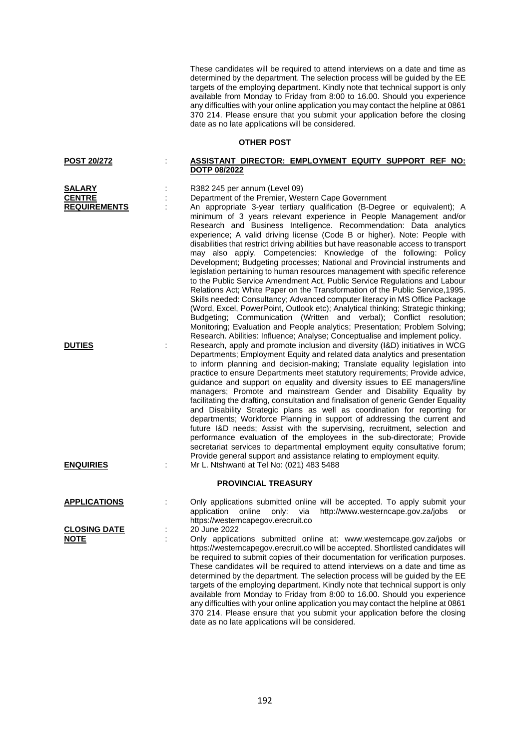These candidates will be required to attend interviews on a date and time as determined by the department. The selection process will be guided by the EE targets of the employing department. Kindly note that technical support is only available from Monday to Friday from 8:00 to 16.00. Should you experience any difficulties with your online application you may contact the helpline at 0861 370 214. Please ensure that you submit your application before the closing date as no late applications will be considered.

**OTHER POST**

**POST 20/272** : **ASSISTANT DIRECTOR: EMPLOYMENT EQUITY SUPPORT REF NO: DOTP 08/2022**

**SALARY** : R382 245 per annum (Level 09)

**CENTRE** : Department of the Premier, Western Cape Government

**REQUIREMENTS** : An appropriate 3-year tertiary qualification (B-Degree or equivalent); A minimum of 3 years relevant experience in People Management and/or Research and Business Intelligence. Recommendation: Data analytics experience; A valid driving license (Code B or higher). Note: People with disabilities that restrict driving abilities but have reasonable access to transport may also apply. Competencies: Knowledge of the following: Policy Development; Budgeting processes; National and Provincial instruments and legislation pertaining to human resources management with specific reference to the Public Service Amendment Act, Public Service Regulations and Labour Relations Act; White Paper on the Transformation of the Public Service,1995. Skills needed: Consultancy; Advanced computer literacy in MS Office Package (Word, Excel, PowerPoint, Outlook etc); Analytical thinking; Strategic thinking; Budgeting; Communication (Written and verbal); Conflict resolution; Monitoring; Evaluation and People analytics; Presentation; Problem Solving; Research. Abilities: Influence; Analyse; Conceptualise and implement policy.

**DUTIES** : Research, apply and promote inclusion and diversity (I&D) initiatives in WCG Departments; Employment Equity and related data analytics and presentation to inform planning and decision-making; Translate equality legislation into practice to ensure Departments meet statutory requirements; Provide advice, guidance and support on equality and diversity issues to EE managers/line managers; Promote and mainstream Gender and Disability Equality by facilitating the drafting, consultation and finalisation of generic Gender Equality and Disability Strategic plans as well as coordination for reporting for departments; Workforce Planning in support of addressing the current and future I&D needs; Assist with the supervising, recruitment, selection and performance evaluation of the employees in the sub-directorate; Provide secretariat services to departmental employment equity consultative forum; Provide general support and assistance relating to employment equity.

**ENQUIRIES** : Mr L. Ntshwanti at Tel No: (021) 483 5488

**PROVINCIAL TREASURY**

**APPLICATIONS** : Only applications submitted online will be accepted. To apply submit your application online only: via http://www.westerncape.gov.za/jobs or https://westerncapegov.erecruit.co

**CLOSING DATE** : 20 June 2022

**NOTE** : Only applications submitted online at: www.westerncape.gov.za/jobs or https://westerncapegov.erecruit.co will be accepted. Shortlisted candidates will be required to submit copies of their documentation for verification purposes. These candidates will be required to attend interviews on a date and time as determined by the department. The selection process will be guided by the EE targets of the employing department. Kindly note that technical support is only available from Monday to Friday from 8:00 to 16.00. Should you experience any difficulties with your online application you may contact the helpline at 0861 370 214. Please ensure that you submit your application before the closing date as no late applications will be considered.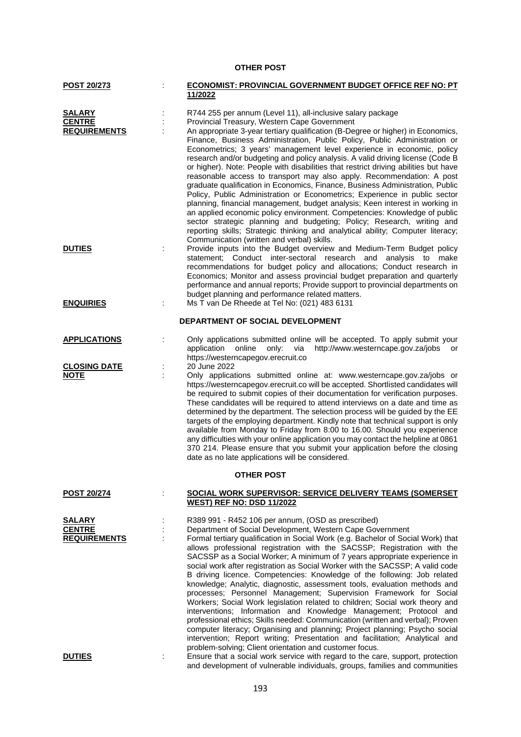## OTHER POST

**POST 20/273** : **ECONOMIST: PROVINCIAL GOVERNMENT BUDGET OFFICE REF NO: PT 11/2022**

**SALARY** : R744 255 per annum (Level 11), all-inclusive salary package

**CENTRE** : Provincial Treasury, Western Cape Government

**REQUIREMENTS** : An appropriate 3-year tertiary qualification (B-Degree or higher) in Economics, Finance, Business Administration, Public Policy, Public Administration or Econometrics; 3 years' management level experience in economic, policy research and/or budgeting and policy analysis. A valid driving license (Code B or higher). Note: People with disabilities that restrict driving abilities but have reasonable access to transport may also apply. Recommendation: A post graduate qualification in Economics, Finance, Business Administration, Public Policy, Public Administration or Econometrics; Experience in public sector planning, financial management, budget analysis; Keen interest in working in an applied economic policy environment. Competencies: Knowledge of public sector strategic planning and budgeting; Policy; Research, writing and reporting skills; Strategic thinking and analytical ability; Computer literacy; Communication (written and verbal) skills.

**DUTIES** : Provide inputs into the Budget overview and Medium-Term Budget policy statement; Conduct inter-sectoral research and analysis to make recommendations for budget policy and allocations; Conduct research in Economics; Monitor and assess provincial budget preparation and quarterly performance and annual reports; Provide support to provincial departments on budget planning and performance related matters.

**ENQUIRIES** : Ms T van De Rheede at Tel No: (021) 483 6131

## DEPARTMENT OF SOCIAL DEVELOPMENT

**APPLICATIONS** : Only applications submitted online will be accepted. To apply submit your application online only: via http://www.westerncape.gov.za/jobs or https://westerncapegov.erecruit.co

**CLOSING DATE** : 20 June 2022

**NOTE** : Only applications submitted online at: www.westerncape.gov.za/jobs or https://westerncapegov.erecruit.co will be accepted. Shortlisted candidates will be required to submit copies of their documentation for verification purposes. These candidates will be required to attend interviews on a date and time as determined by the department. The selection process will be guided by the EE targets of the employing department. Kindly note that technical support is only available from Monday to Friday from 8:00 to 16.00. Should you experience any difficulties with your online application you may contact the helpline at 0861 370 214. Please ensure that you submit your application before the closing date as no late applications will be considered.

## OTHER POST

**POST 20/274** : **SOCIAL WORK SUPERVISOR: SERVICE DELIVERY TEAMS (SOMERSET WEST) REF NO: DSD 11/2022**

**SALARY** : R389 991 - R452 106 per annum, (OSD as prescribed)

**CENTRE** : Department of Social Development, Western Cape Government

**REQUIREMENTS** : Formal tertiary qualification in Social Work (e.g. Bachelor of Social Work) that allows professional registration with the SACSSP; Registration with the SACSSP as a Social Worker; A minimum of 7 years appropriate experience in social work after registration as Social Worker with the SACSSP; A valid code B driving licence. Competencies: Knowledge of the following: Job related knowledge; Analytic, diagnostic, assessment tools, evaluation methods and processes; Personnel Management; Supervision Framework for Social Workers; Social Work legislation related to children; Social work theory and interventions; Information and Knowledge Management; Protocol and professional ethics; Skills needed: Communication (written and verbal); Proven computer literacy; Organising and planning; Project planning; Psycho social intervention; Report writing; Presentation and facilitation; Analytical and problem-solving; Client orientation and customer focus.

**DUTIES** : Ensure that a social work service with regard to the care, support, protection and development of vulnerable individuals, groups, families and communities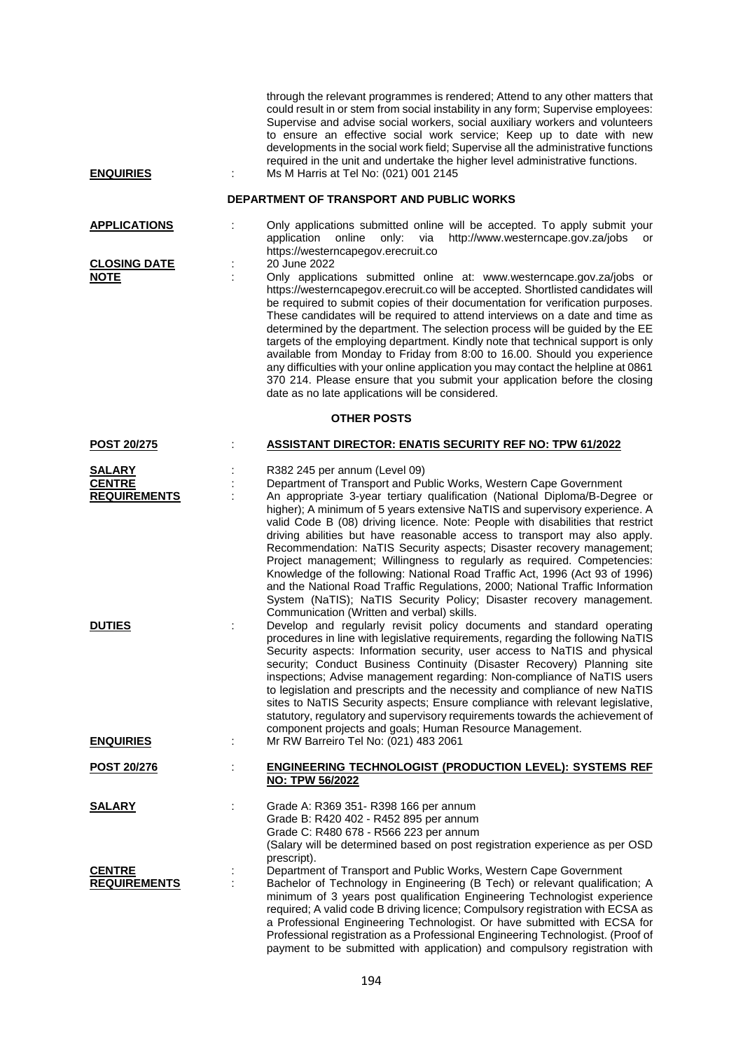through the relevant programmes is rendered; Attend to any other matters that could result in or stem from social instability in any form; Supervise employees: Supervise and advise social workers, social auxiliary workers and volunteers to ensure an effective social work service; Keep up to date with new developments in the social work field; Supervise all the administrative functions required in the unit and undertake the higher level administrative functions.

**ENQUIRIES** : Ms M Harris at Tel No: (021) 001 2145

## DEPARTMENT OF TRANSPORT AND PUBLIC WORKS

**APPLICATIONS** : Only applications submitted online will be accepted. To apply submit your application online only: via http://www.westerncape.gov.za/jobs or https://westerncapegov.erecruit.co

**CLOSING DATE** : 20 June 2022

**NOTE** : Only applications submitted online at: www.westerncape.gov.za/jobs or https://westerncapegov.erecruit.co will be accepted. Shortlisted candidates will be required to submit copies of their documentation for verification purposes. These candidates will be required to attend interviews on a date and time as determined by the department. The selection process will be guided by the EE targets of the employing department. Kindly note that technical support is only available from Monday to Friday from 8:00 to 16.00. Should you experience any difficulties with your online application you may contact the helpline at 0861 370 214. Please ensure that you submit your application before the closing date as no late applications will be considered.

### OTHER POSTS

**POST 20/275** : **ASSISTANT DIRECTOR: ENATIS SECURITY REF NO: TPW 61/2022**

**SALARY** : R382 245 per annum (Level 09)

**CENTRE** : Department of Transport and Public Works, Western Cape Government

**REQUIREMENTS** : An appropriate 3-year tertiary qualification (National Diploma/B-Degree or higher); A minimum of 5 years extensive NaTIS and supervisory experience. A valid Code B (08) driving licence. Note: People with disabilities that restrict driving abilities but have reasonable access to transport may also apply. Recommendation: NaTIS Security aspects; Disaster recovery management; Project management; Willingness to regularly as required. Competencies: Knowledge of the following: National Road Traffic Act, 1996 (Act 93 of 1996) and the National Road Traffic Regulations, 2000; National Traffic Information System (NaTIS); NaTIS Security Policy; Disaster recovery management. Communication (Written and verbal) skills.

**DUTIES** : Develop and regularly revisit policy documents and standard operating procedures in line with legislative requirements, regarding the following NaTIS Security aspects: Information security, user access to NaTIS and physical security; Conduct Business Continuity (Disaster Recovery) Planning site inspections; Advise management regarding: Non-compliance of NaTIS users to legislation and prescripts and the necessity and compliance of new NaTIS sites to NaTIS Security aspects; Ensure compliance with relevant legislative, statutory, regulatory and supervisory requirements towards the achievement of component projects and goals; Human Resource Management.

**ENQUIRIES** : Mr RW Barreiro Tel No: (021) 483 2061

**POST 20/276** : **ENGINEERING TECHNOLOGIST (PRODUCTION LEVEL): SYSTEMS REF NO: TPW 56/2022**

**SALARY** : Grade A: R369 351- R398 166 per annum
Grade B: R420 402 - R452 895 per annum
Grade C: R480 678 - R566 223 per annum
(Salary will be determined based on post registration experience as per OSD prescript).

**CENTRE** : Department of Transport and Public Works, Western Cape Government

**REQUIREMENTS** : Bachelor of Technology in Engineering (B Tech) or relevant qualification; A minimum of 3 years post qualification Engineering Technologist experience required; A valid code B driving licence; Compulsory registration with ECSA as a Professional Engineering Technologist. Or have submitted with ECSA for Professional registration as a Professional Engineering Technologist. (Proof of payment to be submitted with application) and compulsory registration with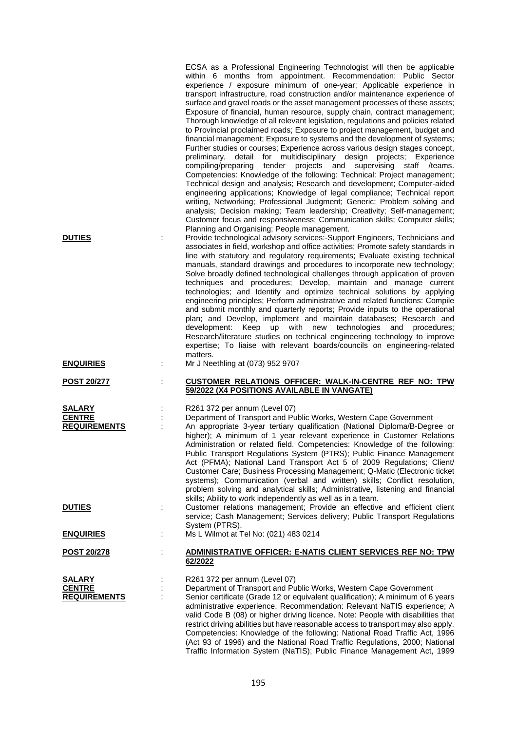ECSA as a Professional Engineering Technologist will then be applicable within 6 months from appointment. Recommendation: Public Sector experience / exposure minimum of one-year; Applicable experience in transport infrastructure, road construction and/or maintenance experience of surface and gravel roads or the asset management processes of these assets; Exposure of financial, human resource, supply chain, contract management; Thorough knowledge of all relevant legislation, regulations and policies related to Provincial proclaimed roads; Exposure to project management, budget and financial management; Exposure to systems and the development of systems; Further studies or courses; Experience across various design stages concept, preliminary, detail for multidisciplinary design projects; Experience compiling/preparing tender projects and supervising staff /teams. Competencies: Knowledge of the following: Technical: Project management; Technical design and analysis; Research and development; Computer-aided engineering applications; Knowledge of legal compliance; Technical report writing, Networking; Professional Judgment; Generic: Problem solving and analysis; Decision making; Team leadership; Creativity; Self-management; Customer focus and responsiveness; Communication skills; Computer skills; Planning and Organising; People management.

**DUTIES** : Provide technological advisory services:-Support Engineers, Technicians and associates in field, workshop and office activities; Promote safety standards in line with statutory and regulatory requirements; Evaluate existing technical manuals, standard drawings and procedures to incorporate new technology; Solve broadly defined technological challenges through application of proven techniques and procedures; Develop, maintain and manage current technologies; and Identify and optimize technical solutions by applying engineering principles; Perform administrative and related functions: Compile and submit monthly and quarterly reports; Provide inputs to the operational plan; and Develop, implement and maintain databases; Research and development: Keep up with new technologies and procedures; Research/literature studies on technical engineering technology to improve expertise; To liaise with relevant boards/councils on engineering-related matters.

**ENQUIRIES** : Mr J Neethling at (073) 952 9707

**POST 20/277** : **CUSTOMER RELATIONS OFFICER: WALK-IN-CENTRE REF NO: TPW 59/2022 (X4 POSITIONS AVAILABLE IN VANGATE)**

**SALARY** : R261 372 per annum (Level 07)

**CENTRE** : Department of Transport and Public Works, Western Cape Government

**REQUIREMENTS** : An appropriate 3-year tertiary qualification (National Diploma/B-Degree or higher); A minimum of 1 year relevant experience in Customer Relations Administration or related field. Competencies: Knowledge of the following: Public Transport Regulations System (PTRS); Public Finance Management Act (PFMA); National Land Transport Act 5 of 2009 Regulations; Client/ Customer Care; Business Processing Management; Q-Matic (Electronic ticket systems); Communication (verbal and written) skills; Conflict resolution, problem solving and analytical skills; Administrative, listening and financial skills; Ability to work independently as well as in a team.

**DUTIES** : Customer relations management; Provide an effective and efficient client service; Cash Management; Services delivery; Public Transport Regulations System (PTRS).

**ENQUIRIES** : Ms L Wilmot at Tel No: (021) 483 0214

**POST 20/278** : **ADMINISTRATIVE OFFICER: E-NATIS CLIENT SERVICES REF NO: TPW 62/2022**

**SALARY** : R261 372 per annum (Level 07)

**CENTRE** : Department of Transport and Public Works, Western Cape Government

**REQUIREMENTS** : Senior certificate (Grade 12 or equivalent qualification); A minimum of 6 years administrative experience. Recommendation: Relevant NaTIS experience; A valid Code B (08) or higher driving licence. Note: People with disabilities that restrict driving abilities but have reasonable access to transport may also apply. Competencies: Knowledge of the following: National Road Traffic Act, 1996 (Act 93 of 1996) and the National Road Traffic Regulations, 2000; National Traffic Information System (NaTIS); Public Finance Management Act, 1999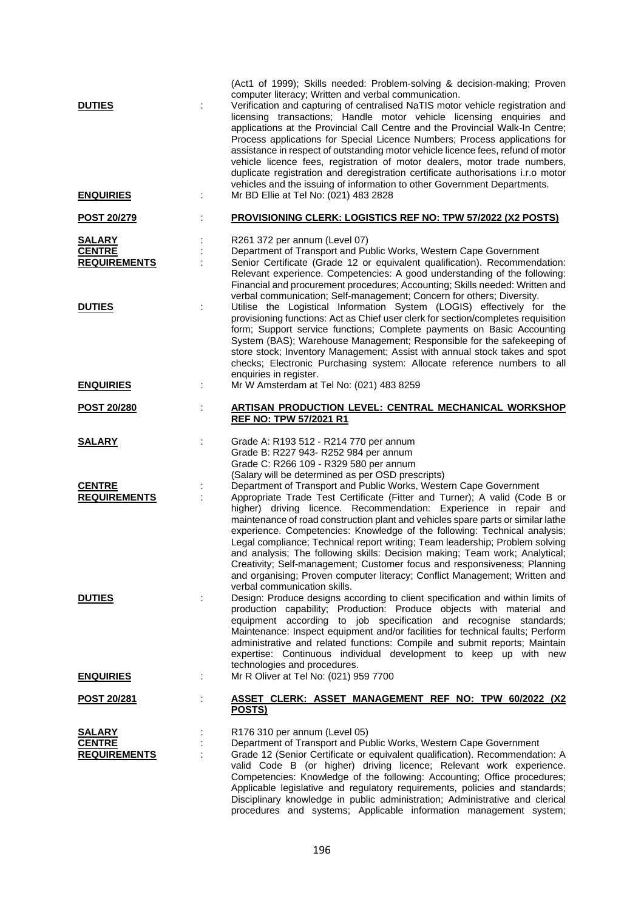(Act1 of 1999); Skills needed: Problem-solving & decision-making; Proven computer literacy; Written and verbal communication.

**DUTIES** : Verification and capturing of centralised NaTIS motor vehicle registration and licensing transactions; Handle motor vehicle licensing enquiries and applications at the Provincial Call Centre and the Provincial Walk-In Centre; Process applications for Special Licence Numbers; Process applications for assistance in respect of outstanding motor vehicle licence fees, refund of motor vehicle licence fees, registration of motor dealers, motor trade numbers, duplicate registration and deregistration certificate authorisations i.r.o motor vehicles and the issuing of information to other Government Departments.

**ENQUIRIES** : Mr BD Ellie at Tel No: (021) 483 2828

**POST 20/279** : **PROVISIONING CLERK: LOGISTICS REF NO: TPW 57/2022 (X2 POSTS)**

**SALARY** : R261 372 per annum (Level 07)

**CENTRE** : Department of Transport and Public Works, Western Cape Government

**REQUIREMENTS** : Senior Certificate (Grade 12 or equivalent qualification). Recommendation: Relevant experience. Competencies: A good understanding of the following: Financial and procurement procedures; Accounting; Skills needed: Written and verbal communication; Self-management; Concern for others; Diversity.

**DUTIES** : Utilise the Logistical Information System (LOGIS) effectively for the provisioning functions: Act as Chief user clerk for section/completes requisition form; Support service functions; Complete payments on Basic Accounting System (BAS); Warehouse Management; Responsible for the safekeeping of store stock; Inventory Management; Assist with annual stock takes and spot checks; Electronic Purchasing system: Allocate reference numbers to all enquiries in register.

**ENQUIRIES** : Mr W Amsterdam at Tel No: (021) 483 8259

**POST 20/280** : **ARTISAN PRODUCTION LEVEL: CENTRAL MECHANICAL WORKSHOP REF NO: TPW 57/2021 R1**

**SALARY** : Grade A: R193 512 - R214 770 per annum
Grade B: R227 943- R252 984 per annum
Grade C: R266 109 - R329 580 per annum
(Salary will be determined as per OSD prescripts)

**CENTRE** : Department of Transport and Public Works, Western Cape Government

**REQUIREMENTS** : Appropriate Trade Test Certificate (Fitter and Turner); A valid (Code B or higher) driving licence. Recommendation: Experience in repair and maintenance of road construction plant and vehicles spare parts or similar lathe experience. Competencies: Knowledge of the following: Technical analysis; Legal compliance; Technical report writing; Team leadership; Problem solving and analysis; The following skills: Decision making; Team work; Analytical; Creativity; Self-management; Customer focus and responsiveness; Planning and organising; Proven computer literacy; Conflict Management; Written and verbal communication skills.

**DUTIES** : Design: Produce designs according to client specification and within limits of production capability; Production: Produce objects with material and equipment according to job specification and recognise standards; Maintenance: Inspect equipment and/or facilities for technical faults; Perform administrative and related functions: Compile and submit reports; Maintain expertise: Continuous individual development to keep up with new technologies and procedures.

**ENQUIRIES** : Mr R Oliver at Tel No: (021) 959 7700

**POST 20/281** : **ASSET CLERK: ASSET MANAGEMENT REF NO: TPW 60/2022 (X2 POSTS)**

**SALARY** : R176 310 per annum (Level 05)

**CENTRE** : Department of Transport and Public Works, Western Cape Government

**REQUIREMENTS** : Grade 12 (Senior Certificate or equivalent qualification). Recommendation: A valid Code B (or higher) driving licence; Relevant work experience. Competencies: Knowledge of the following: Accounting; Office procedures; Applicable legislative and regulatory requirements, policies and standards; Disciplinary knowledge in public administration; Administrative and clerical procedures and systems; Applicable information management system;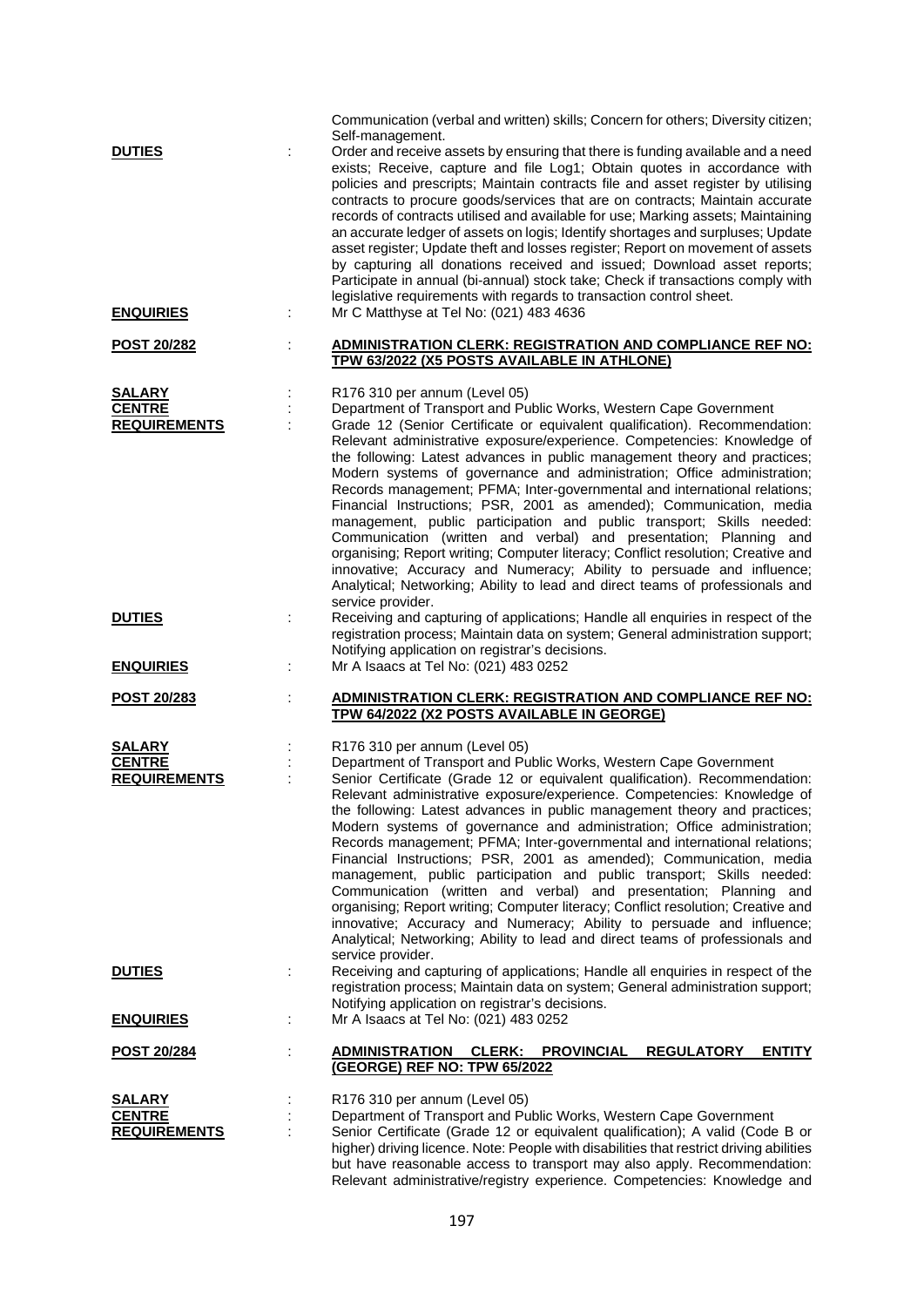Communication (verbal and written) skills; Concern for others; Diversity citizen; Self-management.

**DUTIES** : Order and receive assets by ensuring that there is funding available and a need exists; Receive, capture and file Log1; Obtain quotes in accordance with policies and prescripts; Maintain contracts file and asset register by utilising contracts to procure goods/services that are on contracts; Maintain accurate records of contracts utilised and available for use; Marking assets; Maintaining an accurate ledger of assets on logis; Identify shortages and surpluses; Update asset register; Update theft and losses register; Report on movement of assets by capturing all donations received and issued; Download asset reports; Participate in annual (bi-annual) stock take; Check if transactions comply with legislative requirements with regards to transaction control sheet.

**ENQUIRIES** : Mr C Matthyse at Tel No: (021) 483 4636

**POST 20/282** : **ADMINISTRATION CLERK: REGISTRATION AND COMPLIANCE REF NO: TPW 63/2022 (X5 POSTS AVAILABLE IN ATHLONE)**

**SALARY** : R176 310 per annum (Level 05)

**CENTRE** : Department of Transport and Public Works, Western Cape Government

**REQUIREMENTS** : Grade 12 (Senior Certificate or equivalent qualification). Recommendation: Relevant administrative exposure/experience. Competencies: Knowledge of the following: Latest advances in public management theory and practices; Modern systems of governance and administration; Office administration; Records management; PFMA; Inter-governmental and international relations; Financial Instructions; PSR, 2001 as amended); Communication, media management, public participation and public transport; Skills needed: Communication (written and verbal) and presentation; Planning and organising; Report writing; Computer literacy; Conflict resolution; Creative and innovative; Accuracy and Numeracy; Ability to persuade and influence; Analytical; Networking; Ability to lead and direct teams of professionals and service provider.

**DUTIES** : Receiving and capturing of applications; Handle all enquiries in respect of the registration process; Maintain data on system; General administration support; Notifying application on registrar's decisions.

**ENQUIRIES** : Mr A Isaacs at Tel No: (021) 483 0252

**POST 20/283** : **ADMINISTRATION CLERK: REGISTRATION AND COMPLIANCE REF NO: TPW 64/2022 (X2 POSTS AVAILABLE IN GEORGE)**

**SALARY** : R176 310 per annum (Level 05)

**CENTRE** : Department of Transport and Public Works, Western Cape Government

**REQUIREMENTS** : Senior Certificate (Grade 12 or equivalent qualification). Recommendation: Relevant administrative exposure/experience. Competencies: Knowledge of the following: Latest advances in public management theory and practices; Modern systems of governance and administration; Office administration; Records management; PFMA; Inter-governmental and international relations; Financial Instructions; PSR, 2001 as amended); Communication, media management, public participation and public transport; Skills needed: Communication (written and verbal) and presentation; Planning and organising; Report writing; Computer literacy; Conflict resolution; Creative and innovative; Accuracy and Numeracy; Ability to persuade and influence; Analytical; Networking; Ability to lead and direct teams of professionals and service provider.

**DUTIES** : Receiving and capturing of applications; Handle all enquiries in respect of the registration process; Maintain data on system; General administration support; Notifying application on registrar's decisions.

**ENQUIRIES** : Mr A Isaacs at Tel No: (021) 483 0252

**POST 20/284** : **ADMINISTRATION CLERK: PROVINCIAL REGULATORY ENTITY (GEORGE) REF NO: TPW 65/2022**

**SALARY** : R176 310 per annum (Level 05)

**CENTRE** : Department of Transport and Public Works, Western Cape Government

**REQUIREMENTS** : Senior Certificate (Grade 12 or equivalent qualification); A valid (Code B or higher) driving licence. Note: People with disabilities that restrict driving abilities but have reasonable access to transport may also apply. Recommendation: Relevant administrative/registry experience. Competencies: Knowledge and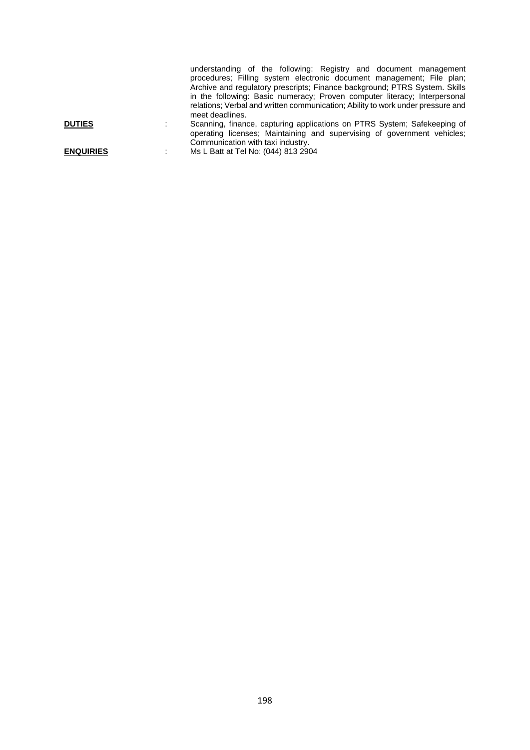understanding of the following: Registry and document management procedures; Filling system electronic document management; File plan; Archive and regulatory prescripts; Finance background; PTRS System. Skills in the following: Basic numeracy; Proven computer literacy; Interpersonal relations; Verbal and written communication; Ability to work under pressure and meet deadlines.

**DUTIES** : Scanning, finance, capturing applications on PTRS System; Safekeeping of operating licenses; Maintaining and supervising of government vehicles; Communication with taxi industry.

**ENQUIRIES** : Ms L Batt at Tel No: (044) 813 2904